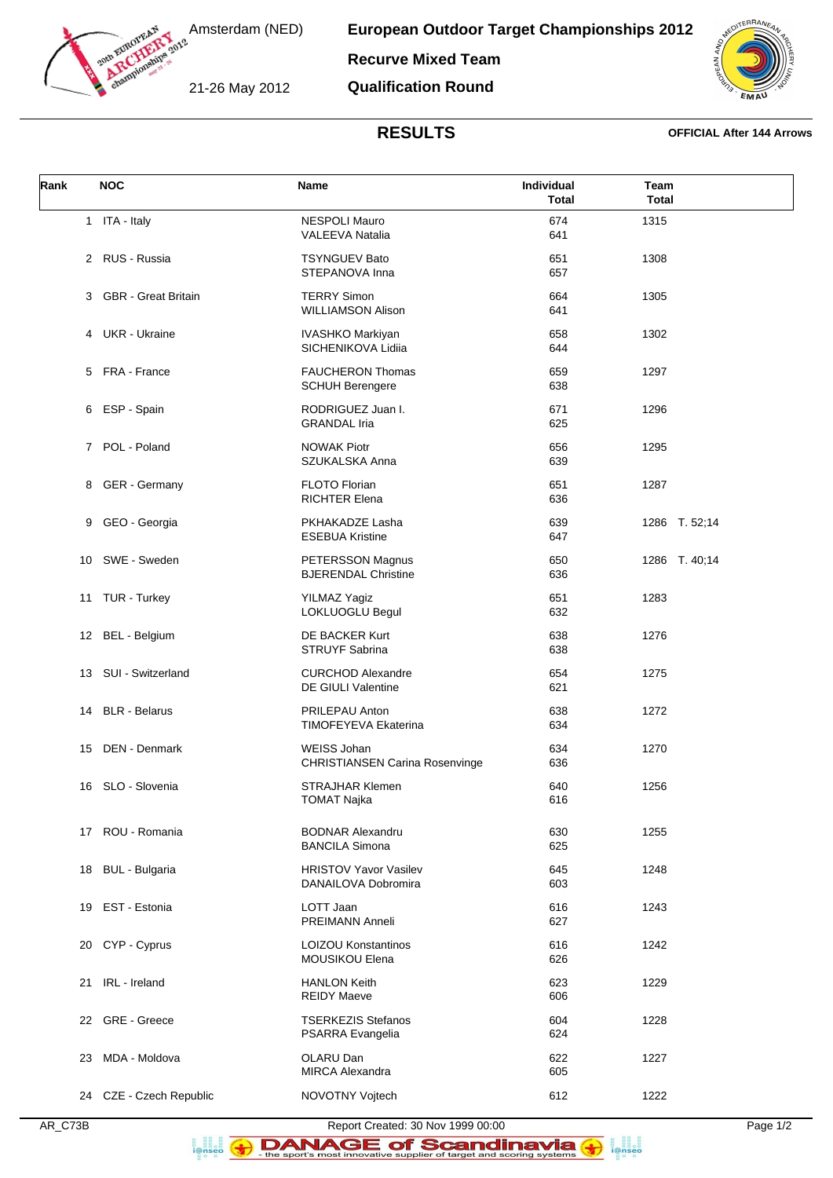Amsterdam (NED)

21-26 May 2012

# European Outdoor Target Championships 2012

## Recurve Mixed Team

## Qualification Round

### RESULTS

**OFFICIAL After 144 Arrows**

| Rank | NOC | Name | Individual Total | Team Total |
|---|---|---|---|---|
| 1 | ITA - Italy | NESPOLI Mauro | 674 | 1315 |
| | | VALEEVA Natalia | 641 | |
| 2 | RUS - Russia | TSYNGUEV Bato | 651 | 1308 |
| | | STEPANOVA Inna | 657 | |
| 3 | GBR - Great Britain | TERRY Simon | 664 | 1305 |
| | | WILLIAMSON Alison | 641 | |
| 4 | UKR - Ukraine | IVASHKO Markiyan | 658 | 1302 |
| | | SICHENIKOVA Lidiia | 644 | |
| 5 | FRA - France | FAUCHERON Thomas | 659 | 1297 |
| | | SCHUH Berengere | 638 | |
| 6 | ESP - Spain | RODRIGUEZ Juan I. | 671 | 1296 |
| | | GRANDAL Iria | 625 | |
| 7 | POL - Poland | NOWAK Piotr | 656 | 1295 |
| | | SZUKALSKA Anna | 639 | |
| 8 | GER - Germany | FLOTO Florian | 651 | 1287 |
| | | RICHTER Elena | 636 | |
| 9 | GEO - Georgia | PKHAKADZE Lasha | 639 | 1286 T. 52;14 |
| | | ESEBUA Kristine | 647 | |
| 10 | SWE - Sweden | PETERSSON Magnus | 650 | 1286 T. 40;14 |
| | | BJERENDAL Christine | 636 | |
| 11 | TUR - Turkey | YILMAZ Yagiz | 651 | 1283 |
| | | LOKLUOGLU Begul | 632 | |
| 12 | BEL - Belgium | DE BACKER Kurt | 638 | 1276 |
| | | STRUYF Sabrina | 638 | |
| 13 | SUI - Switzerland | CURCHOD Alexandre | 654 | 1275 |
| | | DE GIULI Valentine | 621 | |
| 14 | BLR - Belarus | PRILEPAU Anton | 638 | 1272 |
| | | TIMOFEYEVA Ekaterina | 634 | |
| 15 | DEN - Denmark | WEISS Johan | 634 | 1270 |
| | | CHRISTIANSEN Carina Rosenvinge | 636 | |
| 16 | SLO - Slovenia | STRAJHAR Klemen | 640 | 1256 |
| | | TOMAT Najka | 616 | |
| 17 | ROU - Romania | BODNAR Alexandru | 630 | 1255 |
| | | BANCILA Simona | 625 | |
| 18 | BUL - Bulgaria | HRISTOV Yavor Vasilev | 645 | 1248 |
| | | DANAILOVA Dobromira | 603 | |
| 19 | EST - Estonia | LOTT Jaan | 616 | 1243 |
| | | PREIMANN Anneli | 627 | |
| 20 | CYP - Cyprus | LOIZOU Konstantinos | 616 | 1242 |
| | | MOUSIKOU Elena | 626 | |
| 21 | IRL - Ireland | HANLON Keith | 623 | 1229 |
| | | REIDY Maeve | 606 | |
| 22 | GRE - Greece | TSERKEZIS Stefanos | 604 | 1228 |
| | | PSARRA Evangelia | 624 | |
| 23 | MDA - Moldova | OLARU Dan | 622 | 1227 |
| | | MIRCA Alexandra | 605 | |
| 24 | CZE - Czech Republic | NOVOTNY Vojtech | 612 | 1222 |

AR_C73B Report Created: 30 Nov 1999 00:00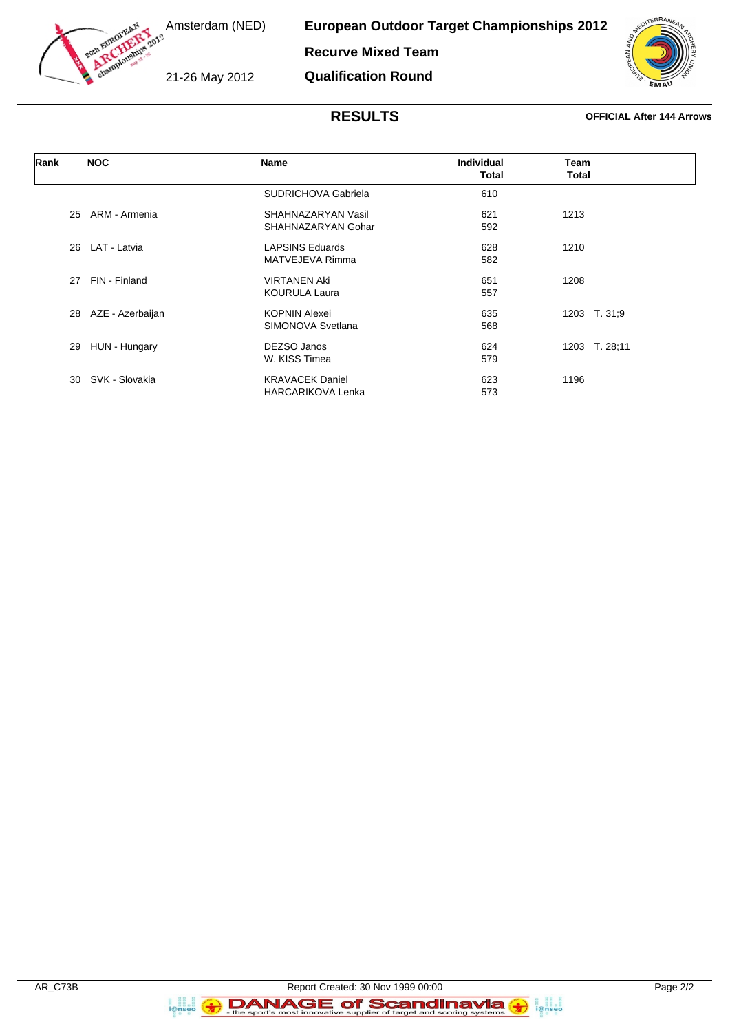Amsterdam (NED)

21-26 May 2012

**European Outdoor Target Championships 2012**

**Recurve Mixed Team**

**Qualification Round**

## RESULTS

**OFFICIAL After 144 Arrows**

| Rank | NOC | Name | Individual Total | Team Total |
|---|---|---|---|---|
| | | SUDRICHOVA Gabriela | 610 | |
| 25 | ARM - Armenia | SHAHNAZARYAN Vasil | 621 | 1213 |
| | | SHAHNAZARYAN Gohar | 592 | |
| 26 | LAT - Latvia | LAPSINS Eduards | 628 | 1210 |
| | | MATVEJEVA Rimma | 582 | |
| 27 | FIN - Finland | VIRTANEN Aki | 651 | 1208 |
| | | KOURULA Laura | 557 | |
| 28 | AZE - Azerbaijan | KOPNIN Alexei | 635 | 1203 T. 31;9 |
| | | SIMONOVA Svetlana | 568 | |
| 29 | HUN - Hungary | DEZSO Janos | 624 | 1203 T. 28;11 |
| | | W. KISS Timea | 579 | |
| 30 | SVK - Slovakia | KRAVACEK Daniel | 623 | 1196 |
| | | HARCARIKOVA Lenka | 573 | |

AR_C73B

Report Created: 30 Nov 1999 00:00